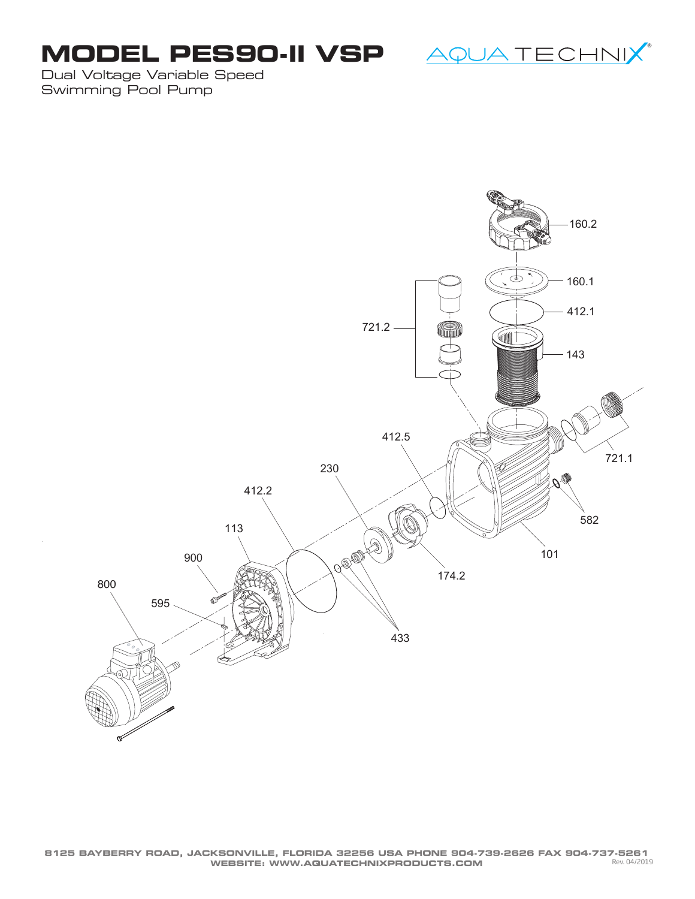# MODEL PES90-II VSP

AQUA TECHNIX®

Dual Voltage Variable Speed
Swimming Pool Pump

160.2

160.1

412.1

143

721.2

721.1

412.5

230

412.2

582

113

101

900

174.2

800

595

433

8125 BAYBERRY ROAD, JACKSONVILLE, FLORIDA 32256 USA PHONE 904-739-2626 FAX 904-737-5261
WEBSITE: WWW.AQUATECHNIXPRODUCTS.COM

Rev. 04/2019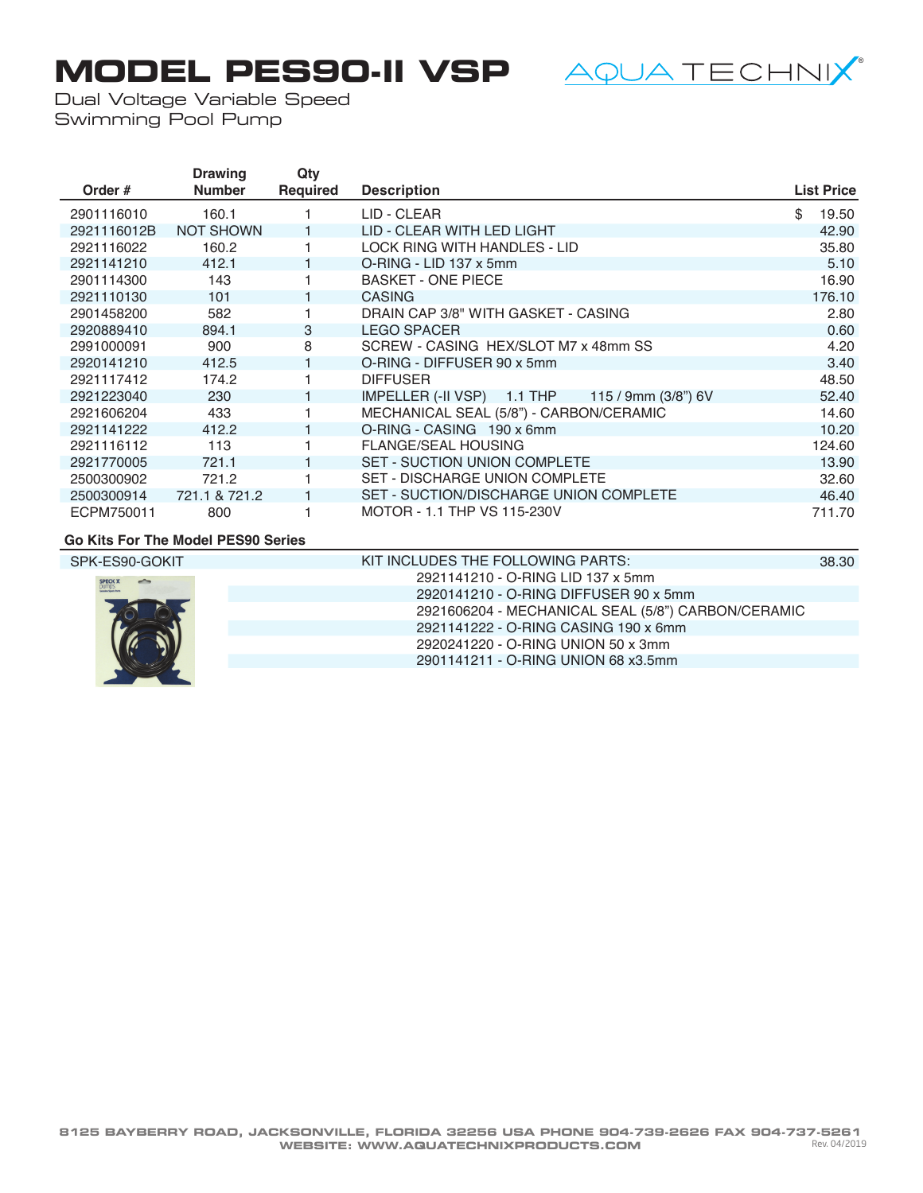# MODEL PES90-II VSP

AQUA TECHNIX®

Dual Voltage Variable Speed
Swimming Pool Pump

| Order # | Drawing Number | Qty Required | Description | List Price |
|---|---|---|---|---|
| 2901116010 | 160.1 | 1 | LID - CLEAR | $ 19.50 |
| 2921116012B | NOT SHOWN | 1 | LID - CLEAR WITH LED LIGHT | 42.90 |
| 2921116022 | 160.2 | 1 | LOCK RING WITH HANDLES - LID | 35.80 |
| 2921141210 | 412.1 | 1 | O-RING - LID 137 x 5mm | 5.10 |
| 2901114300 | 143 | 1 | BASKET - ONE PIECE | 16.90 |
| 2921110130 | 101 | 1 | CASING | 176.10 |
| 2901458200 | 582 | 1 | DRAIN CAP 3/8" WITH GASKET - CASING | 2.80 |
| 2920889410 | 894.1 | 3 | LEGO SPACER | 0.60 |
| 2991000091 | 900 | 8 | SCREW - CASING HEX/SLOT M7 x 48mm SS | 4.20 |
| 2920141210 | 412.5 | 1 | O-RING - DIFFUSER 90 x 5mm | 3.40 |
| 2921117412 | 174.2 | 1 | DIFFUSER | 48.50 |
| 2921223040 | 230 | 1 | IMPELLER (-II VSP) 1.1 THP 115 / 9mm (3/8") 6V | 52.40 |
| 2921606204 | 433 | 1 | MECHANICAL SEAL (5/8") - CARBON/CERAMIC | 14.60 |
| 2921141222 | 412.2 | 1 | O-RING - CASING 190 x 6mm | 10.20 |
| 2921116112 | 113 | 1 | FLANGE/SEAL HOUSING | 124.60 |
| 2921770005 | 721.1 | 1 | SET - SUCTION UNION COMPLETE | 13.90 |
| 2500300902 | 721.2 | 1 | SET - DISCHARGE UNION COMPLETE | 32.60 |
| 2500300914 | 721.1 & 721.2 | 1 | SET - SUCTION/DISCHARGE UNION COMPLETE | 46.40 |
| ECPM750011 | 800 | 1 | MOTOR - 1.1 THP VS 115-230V | 711.70 |

**Go Kits For The Model PES90 Series**

| | | |
|---|---|---|
| SPK-ES90-GOKIT | KIT INCLUDES THE FOLLOWING PARTS: | 38.30 |
| | 2921141210 - O-RING LID 137 x 5mm | |
| | 2920141210 - O-RING DIFFUSER 90 x 5mm | |
| | 2921606204 - MECHANICAL SEAL (5/8") CARBON/CERAMIC | |
| | 2921141222 - O-RING CASING 190 x 6mm | |
| | 2920241220 - O-RING UNION 50 x 3mm | |
| | 2901141211 - O-RING UNION 68 x3.5mm | |

8125 BAYBERRY ROAD, JACKSONVILLE, FLORIDA 32256 USA PHONE 904-739-2626 FAX 904-737-5261
WEBSITE: WWW.AQUATECHNIXPRODUCTS.COM

Rev. 04/2019